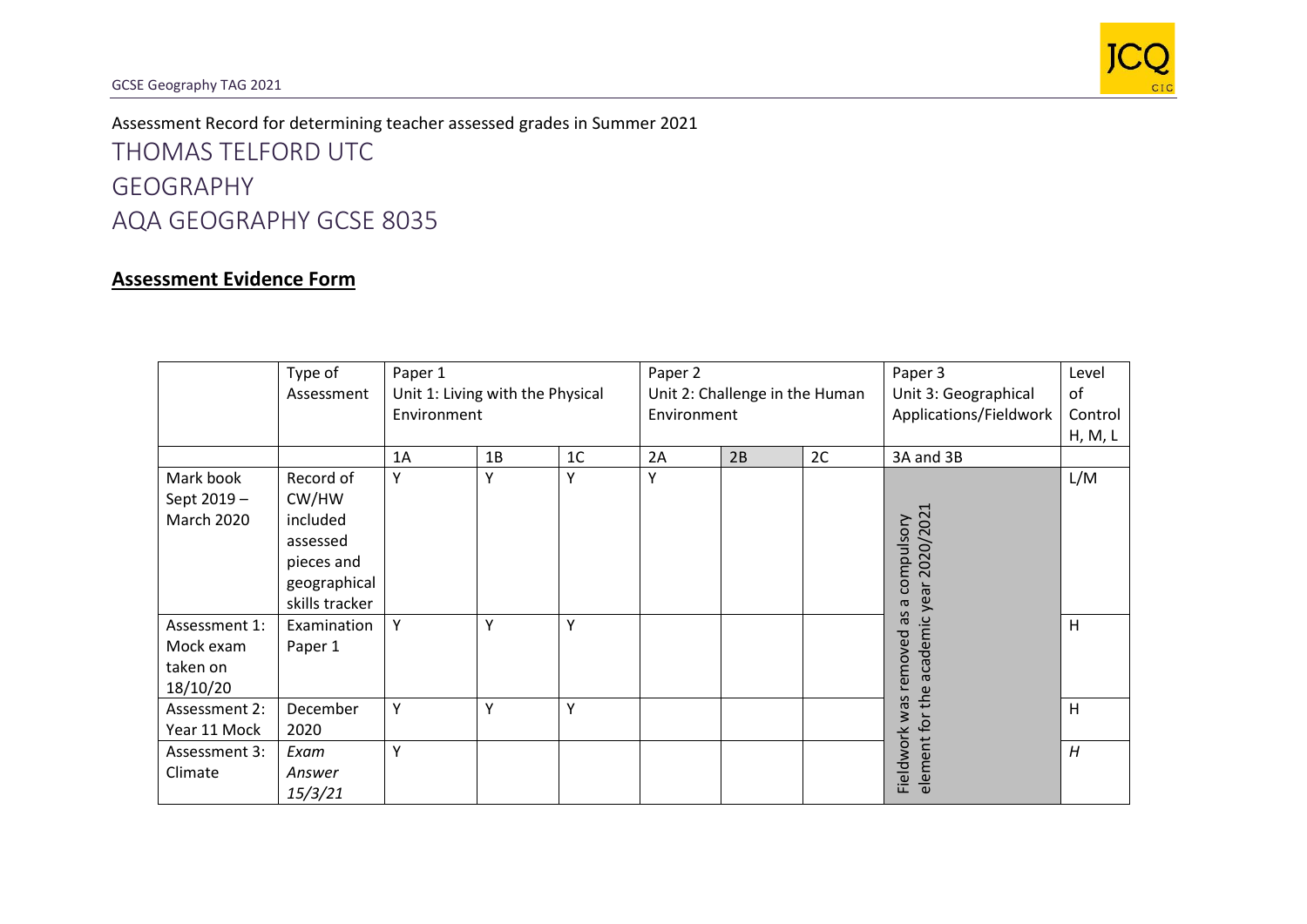Assessment Record for determining teacher assessed grades in Summer 2021

# THOMAS TELFORD UTC

# GEOGRAPHY

# AQA GEOGRAPHY GCSE 8035

## **Assessment Evidence Form**

| | Type of Assessment | Paper 1 Unit 1: Living with the Physical Environment | | | Paper 2 Unit 2: Challenge in the Human Environment | | | Paper 3 Unit 3: Geographical Applications/Fieldwork | Level of Control H, M, L |
|---|---|---|---|---|---|---|---|---|---|
| | | 1A | 1B | 1C | 2A | 2B | 2C | 3A and 3B | |
| Mark book Sept 2019 – March 2020 | Record of CW/HW included assessed pieces and geographical skills tracker | Y | Y | Y | Y | | | Fieldwork was removed as a compulsory element for the academic year 2020/2021 | L/M |
| Assessment 1: Mock exam taken on 18/10/20 | Examination Paper 1 | Y | Y | Y | | | | | H |
| Assessment 2: Year 11 Mock | December 2020 | Y | Y | Y | | | | | H |
| Assessment 3: Climate | *Exam Answer 15/3/21* | Y | | | | | | | *H* |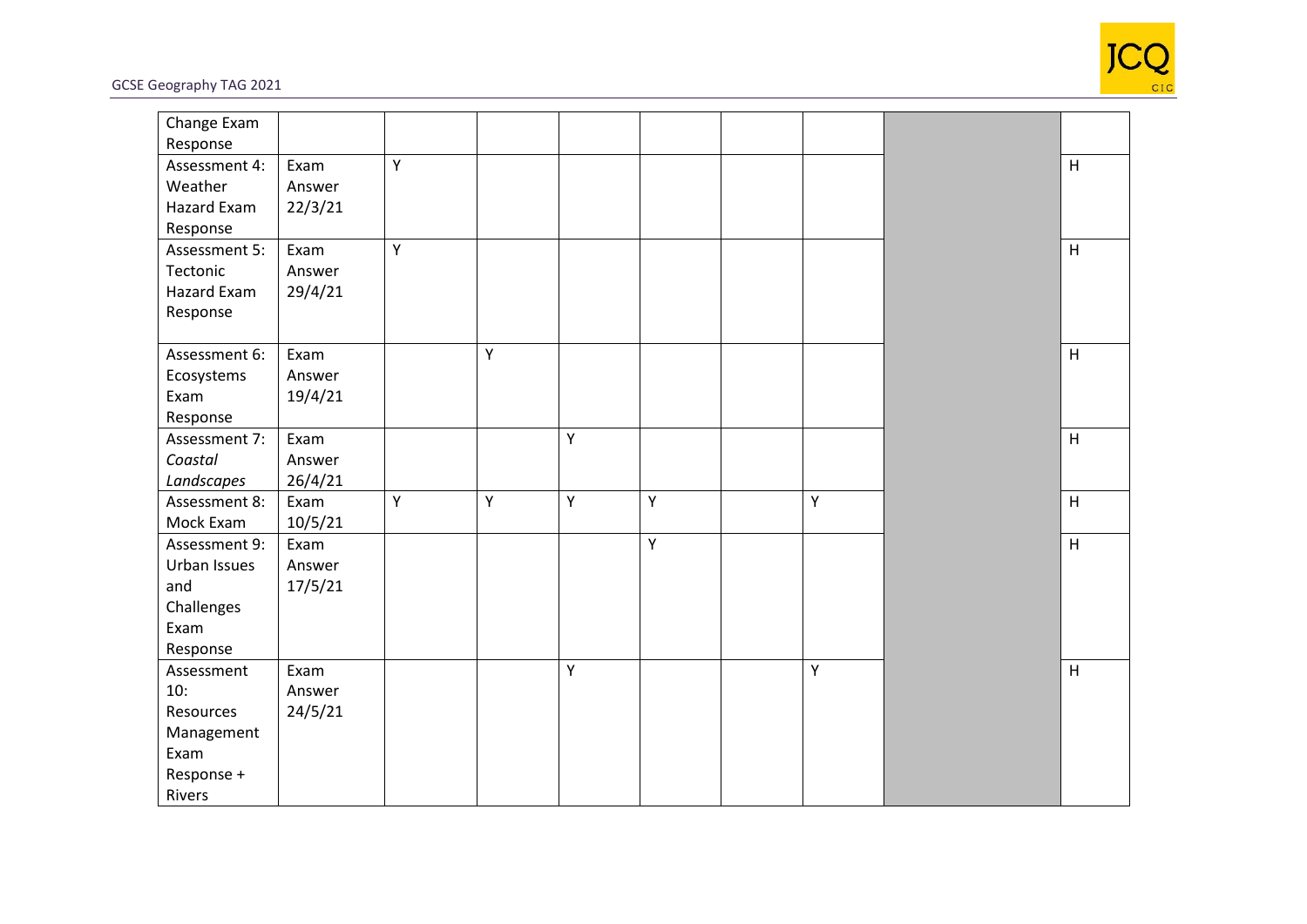| | | | | | | | | | |
|---|---|---|---|---|---|---|---|---|---|
| Change Exam Response | | | | | | | | | |
| Assessment 4: Weather Hazard Exam Response | Exam Answer 22/3/21 | Y | | | | | | | H |
| Assessment 5: Tectonic Hazard Exam Response | Exam Answer 29/4/21 | Y | | | | | | | H |
| Assessment 6: Ecosystems Exam Response | Exam Answer 19/4/21 | | Y | | | | | | H |
| Assessment 7: *Coastal Landscapes* | Exam Answer 26/4/21 | | | Y | | | | | H |
| Assessment 8: Mock Exam | Exam 10/5/21 | Y | Y | Y | Y | | Y | | H |
| Assessment 9: Urban Issues and Challenges Exam Response | Exam Answer 17/5/21 | | | | Y | | | | H |
| Assessment 10: Resources Management Exam Response + Rivers | Exam Answer 24/5/21 | | | Y | | | Y | | H |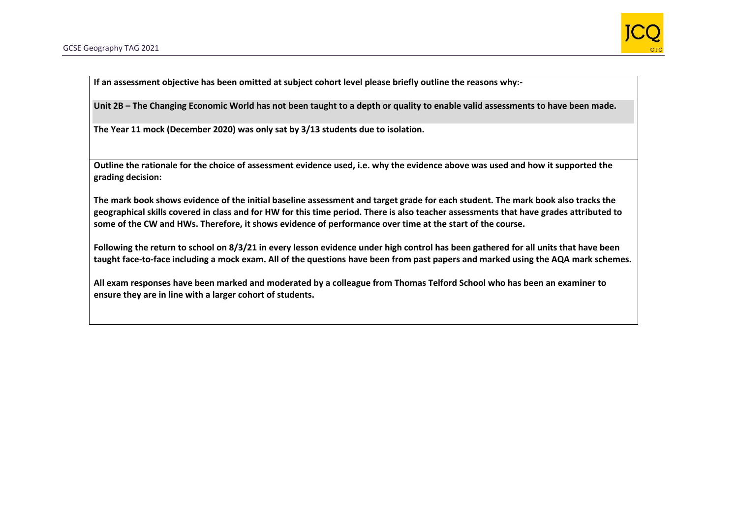**If an assessment objective has been omitted at subject cohort level please briefly outline the reasons why:-**

**Unit 2B – The Changing Economic World has not been taught to a depth or quality to enable valid assessments to have been made.**

**The Year 11 mock (December 2020) was only sat by 3/13 students due to isolation.**

**Outline the rationale for the choice of assessment evidence used, i.e. why the evidence above was used and how it supported the grading decision:**

**The mark book shows evidence of the initial baseline assessment and target grade for each student. The mark book also tracks the geographical skills covered in class and for HW for this time period. There is also teacher assessments that have grades attributed to some of the CW and HWs. Therefore, it shows evidence of performance over time at the start of the course.**

**Following the return to school on 8/3/21 in every lesson evidence under high control has been gathered for all units that have been taught face-to-face including a mock exam. All of the questions have been from past papers and marked using the AQA mark schemes.**

**All exam responses have been marked and moderated by a colleague from Thomas Telford School who has been an examiner to ensure they are in line with a larger cohort of students.**